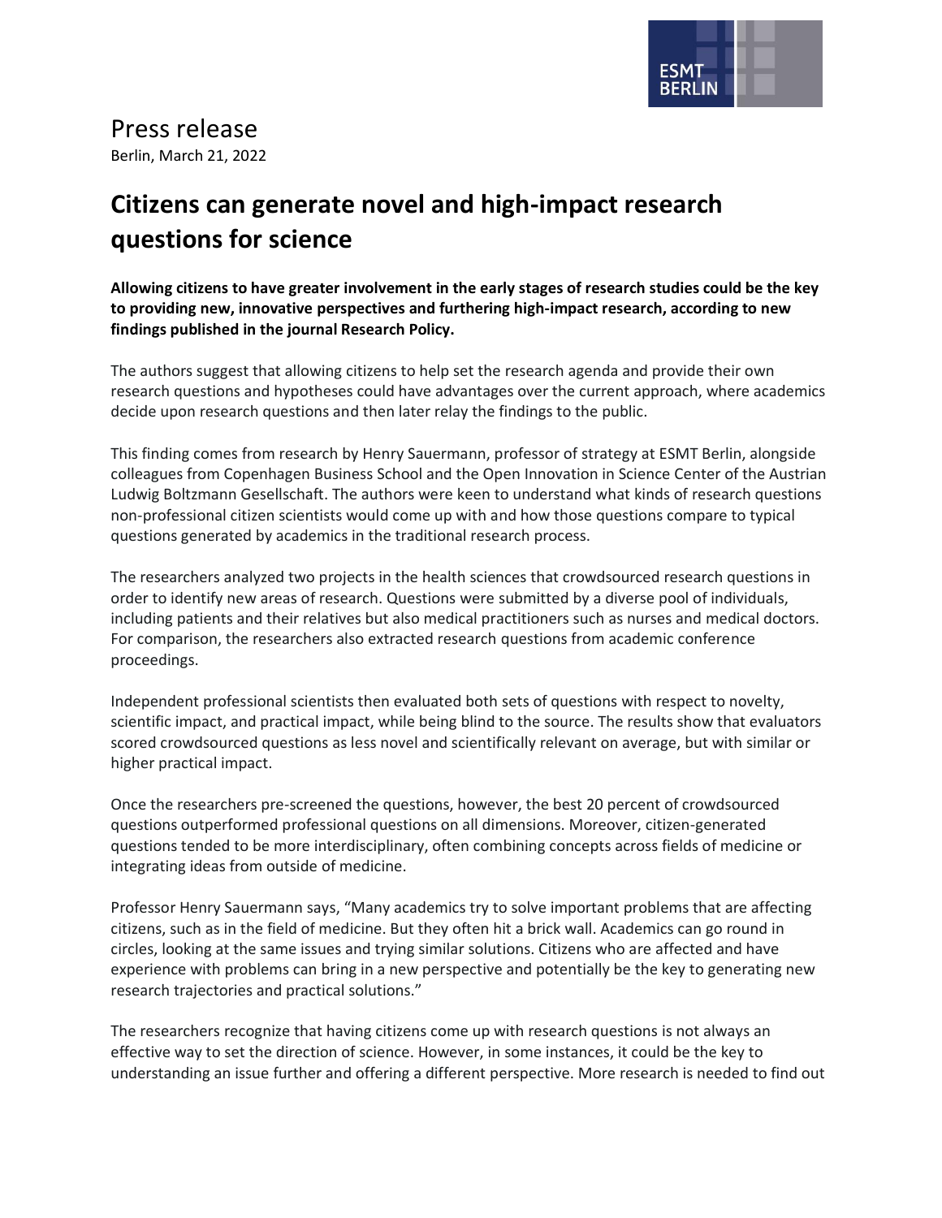Press release

Berlin, March 21, 2022

# Citizens can generate novel and high-impact research questions for science

**Allowing citizens to have greater involvement in the early stages of research studies could be the key to providing new, innovative perspectives and furthering high-impact research, according to new findings published in the journal Research Policy.**

The authors suggest that allowing citizens to help set the research agenda and provide their own research questions and hypotheses could have advantages over the current approach, where academics decide upon research questions and then later relay the findings to the public.

This finding comes from research by Henry Sauermann, professor of strategy at ESMT Berlin, alongside colleagues from Copenhagen Business School and the Open Innovation in Science Center of the Austrian Ludwig Boltzmann Gesellschaft. The authors were keen to understand what kinds of research questions non-professional citizen scientists would come up with and how those questions compare to typical questions generated by academics in the traditional research process.

The researchers analyzed two projects in the health sciences that crowdsourced research questions in order to identify new areas of research. Questions were submitted by a diverse pool of individuals, including patients and their relatives but also medical practitioners such as nurses and medical doctors. For comparison, the researchers also extracted research questions from academic conference proceedings.

Independent professional scientists then evaluated both sets of questions with respect to novelty, scientific impact, and practical impact, while being blind to the source. The results show that evaluators scored crowdsourced questions as less novel and scientifically relevant on average, but with similar or higher practical impact.

Once the researchers pre-screened the questions, however, the best 20 percent of crowdsourced questions outperformed professional questions on all dimensions. Moreover, citizen-generated questions tended to be more interdisciplinary, often combining concepts across fields of medicine or integrating ideas from outside of medicine.

Professor Henry Sauermann says, "Many academics try to solve important problems that are affecting citizens, such as in the field of medicine. But they often hit a brick wall. Academics can go round in circles, looking at the same issues and trying similar solutions. Citizens who are affected and have experience with problems can bring in a new perspective and potentially be the key to generating new research trajectories and practical solutions."

The researchers recognize that having citizens come up with research questions is not always an effective way to set the direction of science. However, in some instances, it could be the key to understanding an issue further and offering a different perspective. More research is needed to find out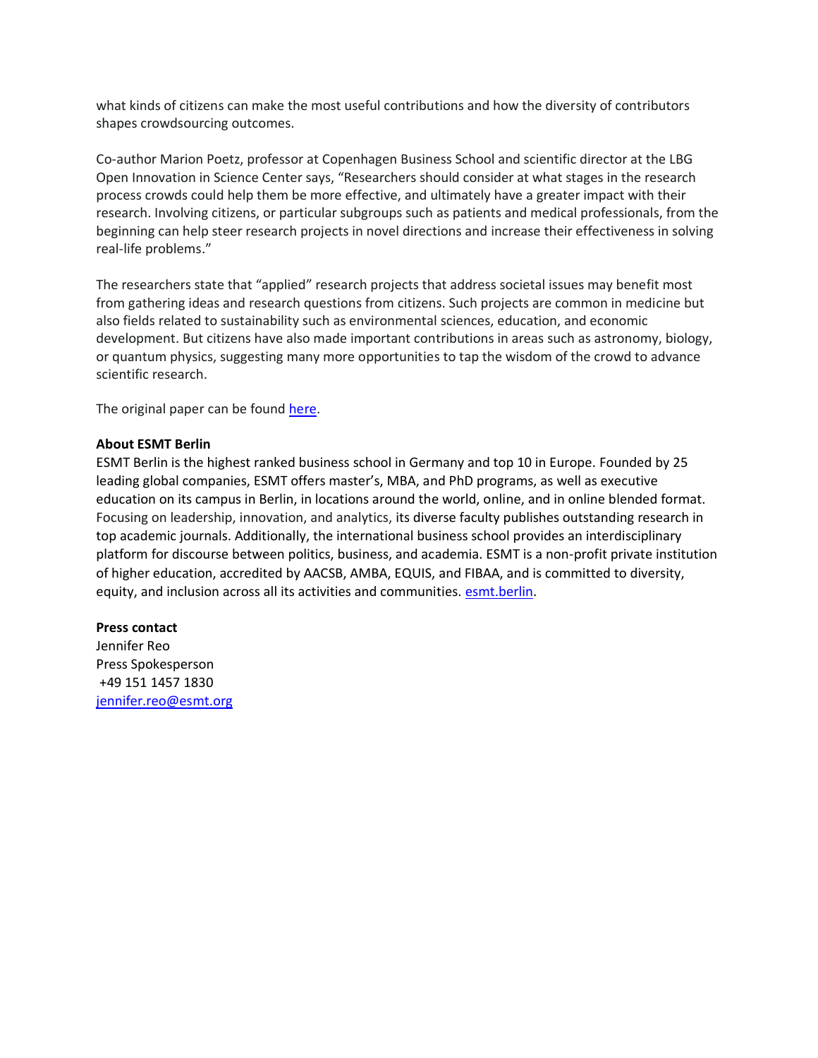what kinds of citizens can make the most useful contributions and how the diversity of contributors shapes crowdsourcing outcomes.

Co-author Marion Poetz, professor at Copenhagen Business School and scientific director at the LBG Open Innovation in Science Center says, “Researchers should consider at what stages in the research process crowds could help them be more effective, and ultimately have a greater impact with their research. Involving citizens, or particular subgroups such as patients and medical professionals, from the beginning can help steer research projects in novel directions and increase their effectiveness in solving real-life problems.”

The researchers state that “applied” research projects that address societal issues may benefit most from gathering ideas and research questions from citizens. Such projects are common in medicine but also fields related to sustainability such as environmental sciences, education, and economic development. But citizens have also made important contributions in areas such as astronomy, biology, or quantum physics, suggesting many more opportunities to tap the wisdom of the crowd to advance scientific research.

The original paper can be found [here](#).

**About ESMT Berlin**
ESMT Berlin is the highest ranked business school in Germany and top 10 in Europe. Founded by 25 leading global companies, ESMT offers master’s, MBA, and PhD programs, as well as executive education on its campus in Berlin, in locations around the world, online, and in online blended format. Focusing on leadership, innovation, and analytics, its diverse faculty publishes outstanding research in top academic journals. Additionally, the international business school provides an interdisciplinary platform for discourse between politics, business, and academia. ESMT is a non-profit private institution of higher education, accredited by AACSB, AMBA, EQUIS, and FIBAA, and is committed to diversity, equity, and inclusion across all its activities and communities. [esmt.berlin](https://esmt.berlin).

**Press contact**
Jennifer Reo
Press Spokesperson
+49 151 1457 1830
[jennifer.reo@esmt.org](mailto:jennifer.reo@esmt.org)